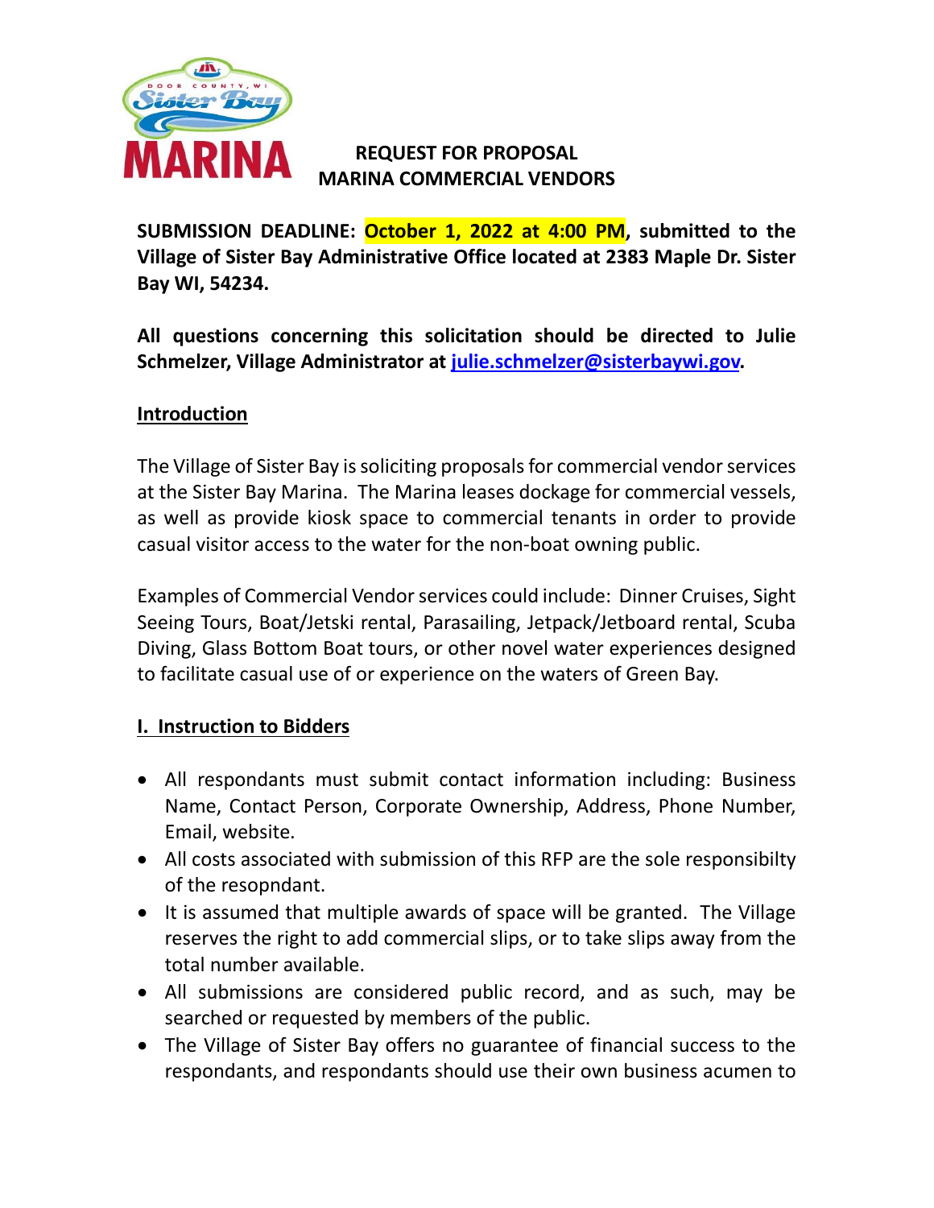# REQUEST FOR PROPOSAL
# MARINA COMMERCIAL VENDORS

**SUBMISSION DEADLINE: October 1, 2022 at 4:00 PM, submitted to the Village of Sister Bay Administrative Office located at 2383 Maple Dr. Sister Bay WI, 54234.**

**All questions concerning this solicitation should be directed to Julie Schmelzer, Village Administrator at julie.schmelzer@sisterbaywi.gov.**

## Introduction

The Village of Sister Bay is soliciting proposals for commercial vendor services at the Sister Bay Marina. The Marina leases dockage for commercial vessels, as well as provide kiosk space to commercial tenants in order to provide casual visitor access to the water for the non-boat owning public.

Examples of Commercial Vendor services could include: Dinner Cruises, Sight Seeing Tours, Boat/Jetski rental, Parasailing, Jetpack/Jetboard rental, Scuba Diving, Glass Bottom Boat tours, or other novel water experiences designed to facilitate casual use of or experience on the waters of Green Bay.

## I. Instruction to Bidders

- All respondants must submit contact information including: Business Name, Contact Person, Corporate Ownership, Address, Phone Number, Email, website.
- All costs associated with submission of this RFP are the sole responsibilty of the resopndant.
- It is assumed that multiple awards of space will be granted. The Village reserves the right to add commercial slips, or to take slips away from the total number available.
- All submissions are considered public record, and as such, may be searched or requested by members of the public.
- The Village of Sister Bay offers no guarantee of financial success to the respondants, and respondants should use their own business acumen to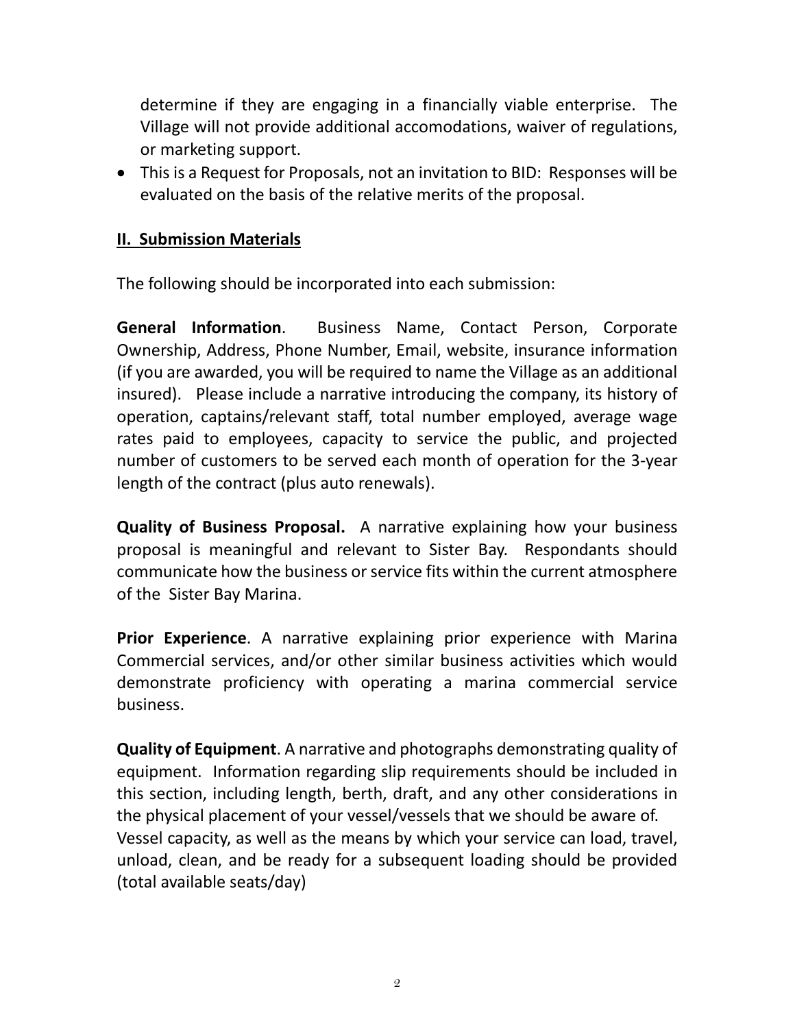determine if they are engaging in a financially viable enterprise. The Village will not provide additional accomodations, waiver of regulations, or marketing support.

- This is a Request for Proposals, not an invitation to BID: Responses will be evaluated on the basis of the relative merits of the proposal.

## II. Submission Materials

The following should be incorporated into each submission:

**General Information**. Business Name, Contact Person, Corporate Ownership, Address, Phone Number, Email, website, insurance information (if you are awarded, you will be required to name the Village as an additional insured). Please include a narrative introducing the company, its history of operation, captains/relevant staff, total number employed, average wage rates paid to employees, capacity to service the public, and projected number of customers to be served each month of operation for the 3-year length of the contract (plus auto renewals).

**Quality of Business Proposal.** A narrative explaining how your business proposal is meaningful and relevant to Sister Bay. Respondants should communicate how the business or service fits within the current atmosphere of the Sister Bay Marina.

**Prior Experience**. A narrative explaining prior experience with Marina Commercial services, and/or other similar business activities which would demonstrate proficiency with operating a marina commercial service business.

**Quality of Equipment**. A narrative and photographs demonstrating quality of equipment. Information regarding slip requirements should be included in this section, including length, berth, draft, and any other considerations in the physical placement of your vessel/vessels that we should be aware of. Vessel capacity, as well as the means by which your service can load, travel, unload, clean, and be ready for a subsequent loading should be provided (total available seats/day)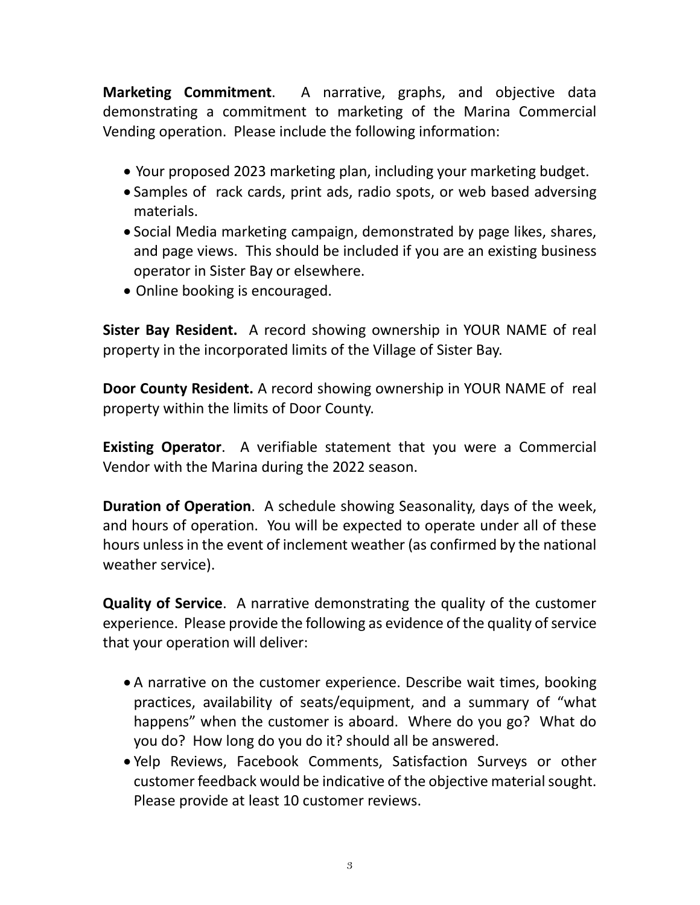**Marketing Commitment**. A narrative, graphs, and objective data demonstrating a commitment to marketing of the Marina Commercial Vending operation. Please include the following information:

- Your proposed 2023 marketing plan, including your marketing budget.
- Samples of rack cards, print ads, radio spots, or web based adversing materials.
- Social Media marketing campaign, demonstrated by page likes, shares, and page views. This should be included if you are an existing business operator in Sister Bay or elsewhere.
- Online booking is encouraged.

**Sister Bay Resident.** A record showing ownership in YOUR NAME of real property in the incorporated limits of the Village of Sister Bay.

**Door County Resident.** A record showing ownership in YOUR NAME of real property within the limits of Door County.

**Existing Operator**. A verifiable statement that you were a Commercial Vendor with the Marina during the 2022 season.

**Duration of Operation**. A schedule showing Seasonality, days of the week, and hours of operation. You will be expected to operate under all of these hours unless in the event of inclement weather (as confirmed by the national weather service).

**Quality of Service**. A narrative demonstrating the quality of the customer experience. Please provide the following as evidence of the quality of service that your operation will deliver:

- A narrative on the customer experience. Describe wait times, booking practices, availability of seats/equipment, and a summary of "what happens" when the customer is aboard. Where do you go? What do you do? How long do you do it? should all be answered.
- Yelp Reviews, Facebook Comments, Satisfaction Surveys or other customer feedback would be indicative of the objective material sought. Please provide at least 10 customer reviews.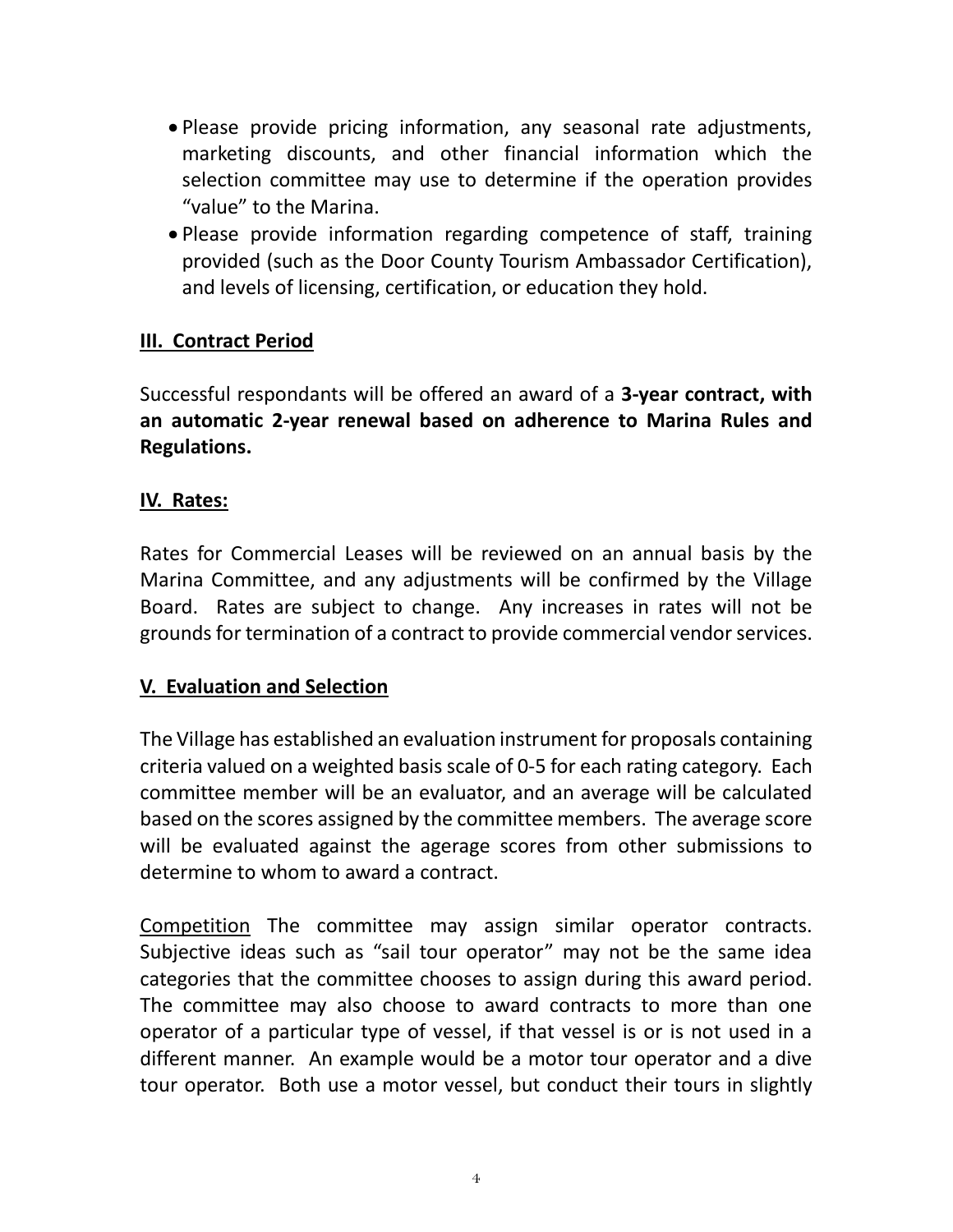- Please provide pricing information, any seasonal rate adjustments, marketing discounts, and other financial information which the selection committee may use to determine if the operation provides "value" to the Marina.
- Please provide information regarding competence of staff, training provided (such as the Door County Tourism Ambassador Certification), and levels of licensing, certification, or education they hold.

## III. Contract Period

Successful respondants will be offered an award of a **3-year contract, with an automatic 2-year renewal based on adherence to Marina Rules and Regulations.**

## IV. Rates:

Rates for Commercial Leases will be reviewed on an annual basis by the Marina Committee, and any adjustments will be confirmed by the Village Board. Rates are subject to change. Any increases in rates will not be grounds for termination of a contract to provide commercial vendor services.

## V. Evaluation and Selection

The Village has established an evaluation instrument for proposals containing criteria valued on a weighted basis scale of 0-5 for each rating category. Each committee member will be an evaluator, and an average will be calculated based on the scores assigned by the committee members. The average score will be evaluated against the agerage scores from other submissions to determine to whom to award a contract.

<u>Competition</u> The committee may assign similar operator contracts. Subjective ideas such as "sail tour operator" may not be the same idea categories that the committee chooses to assign during this award period. The committee may also choose to award contracts to more than one operator of a particular type of vessel, if that vessel is or is not used in a different manner. An example would be a motor tour operator and a dive tour operator. Both use a motor vessel, but conduct their tours in slightly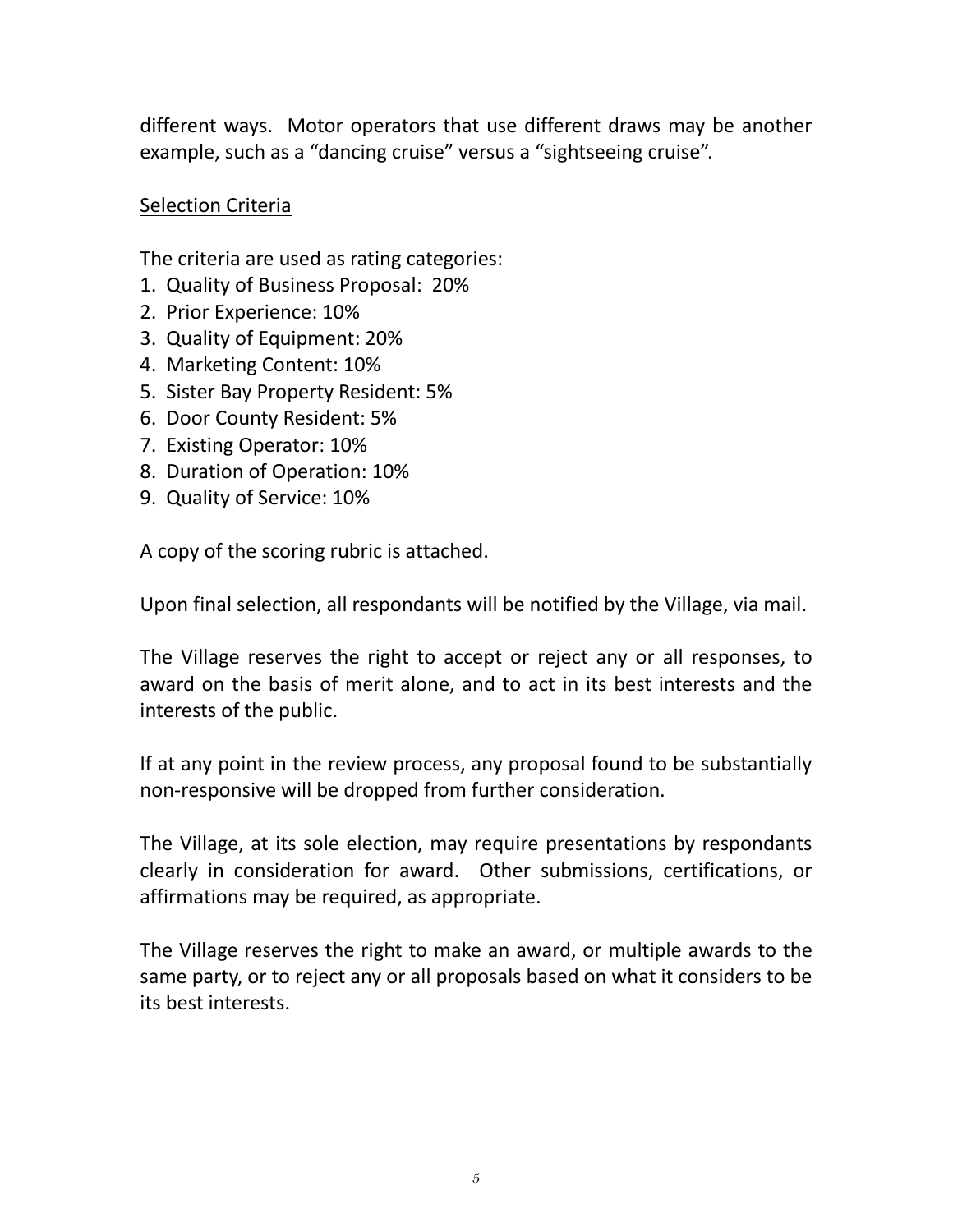different ways. Motor operators that use different draws may be another example, such as a "dancing cruise" versus a "sightseeing cruise".

<u>Selection Criteria</u>

The criteria are used as rating categories:

1. Quality of Business Proposal: 20%
2. Prior Experience: 10%
3. Quality of Equipment: 20%
4. Marketing Content: 10%
5. Sister Bay Property Resident: 5%
6. Door County Resident: 5%
7. Existing Operator: 10%
8. Duration of Operation: 10%
9. Quality of Service: 10%

A copy of the scoring rubric is attached.

Upon final selection, all respondants will be notified by the Village, via mail.

The Village reserves the right to accept or reject any or all responses, to award on the basis of merit alone, and to act in its best interests and the interests of the public.

If at any point in the review process, any proposal found to be substantially non-responsive will be dropped from further consideration.

The Village, at its sole election, may require presentations by respondants clearly in consideration for award. Other submissions, certifications, or affirmations may be required, as appropriate.

The Village reserves the right to make an award, or multiple awards to the same party, or to reject any or all proposals based on what it considers to be its best interests.